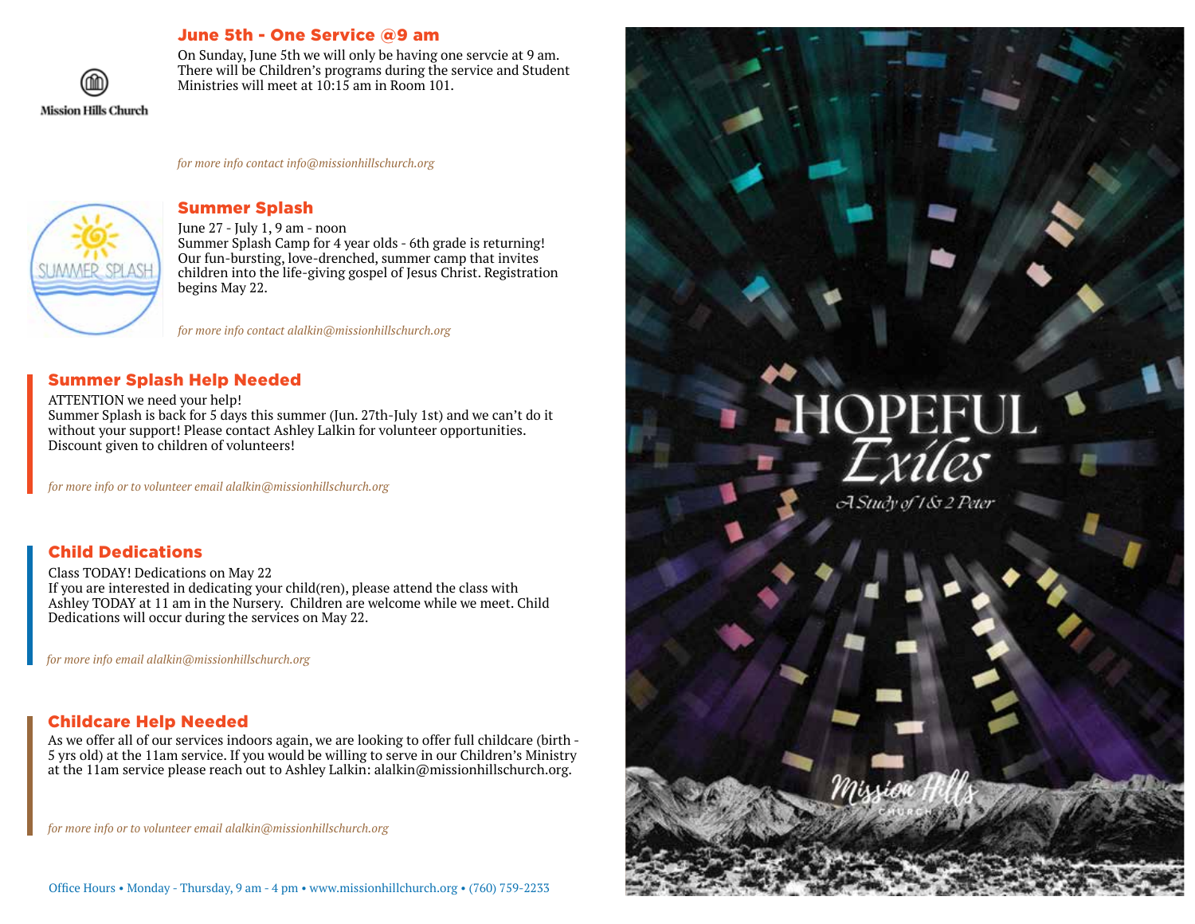Mission Hills Church

## June 5th - One Service @9 am

On Sunday, June 5th we will only be having one servcie at 9 am. There will be Children's programs during the service and Student Ministries will meet at 10:15 am in Room 101.

*for more info contact info@missionhillschurch.org*

## Summer Splash

June 27 - July 1, 9 am - noon
Summer Splash Camp for 4 year olds - 6th grade is returning! Our fun-bursting, love-drenched, summer camp that invites children into the life-giving gospel of Jesus Christ. Registration begins May 22.

*for more info contact alalkin@missionhillschurch.org*

## Summer Splash Help Needed

ATTENTION we need your help!
Summer Splash is back for 5 days this summer (Jun. 27th-July 1st) and we can't do it without your support! Please contact Ashley Lalkin for volunteer opportunities. Discount given to children of volunteers!

*for more info or to volunteer email alalkin@missionhillschurch.org*

## Child Dedications

Class TODAY! Dedications on May 22
If you are interested in dedicating your child(ren), please attend the class with Ashley TODAY at 11 am in the Nursery. Children are welcome while we meet. Child Dedications will occur during the services on May 22.

*for more info email alalkin@missionhillschurch.org*

## Childcare Help Needed

As we offer all of our services indoors again, we are looking to offer full childcare (birth - 5 yrs old) at the 11am service. If you would be willing to serve in our Children's Ministry at the 11am service please reach out to Ashley Lalkin: alalkin@missionhillschurch.org.

*for more info or to volunteer email alalkin@missionhillschurch.org*

Office Hours • Monday - Thursday, 9 am - 4 pm • www.missionhillchurch.org • (760) 759-2233

# HOPEFUL *Exiles*

*A Study of 1 & 2 Peter*

Mission Hills CHURCH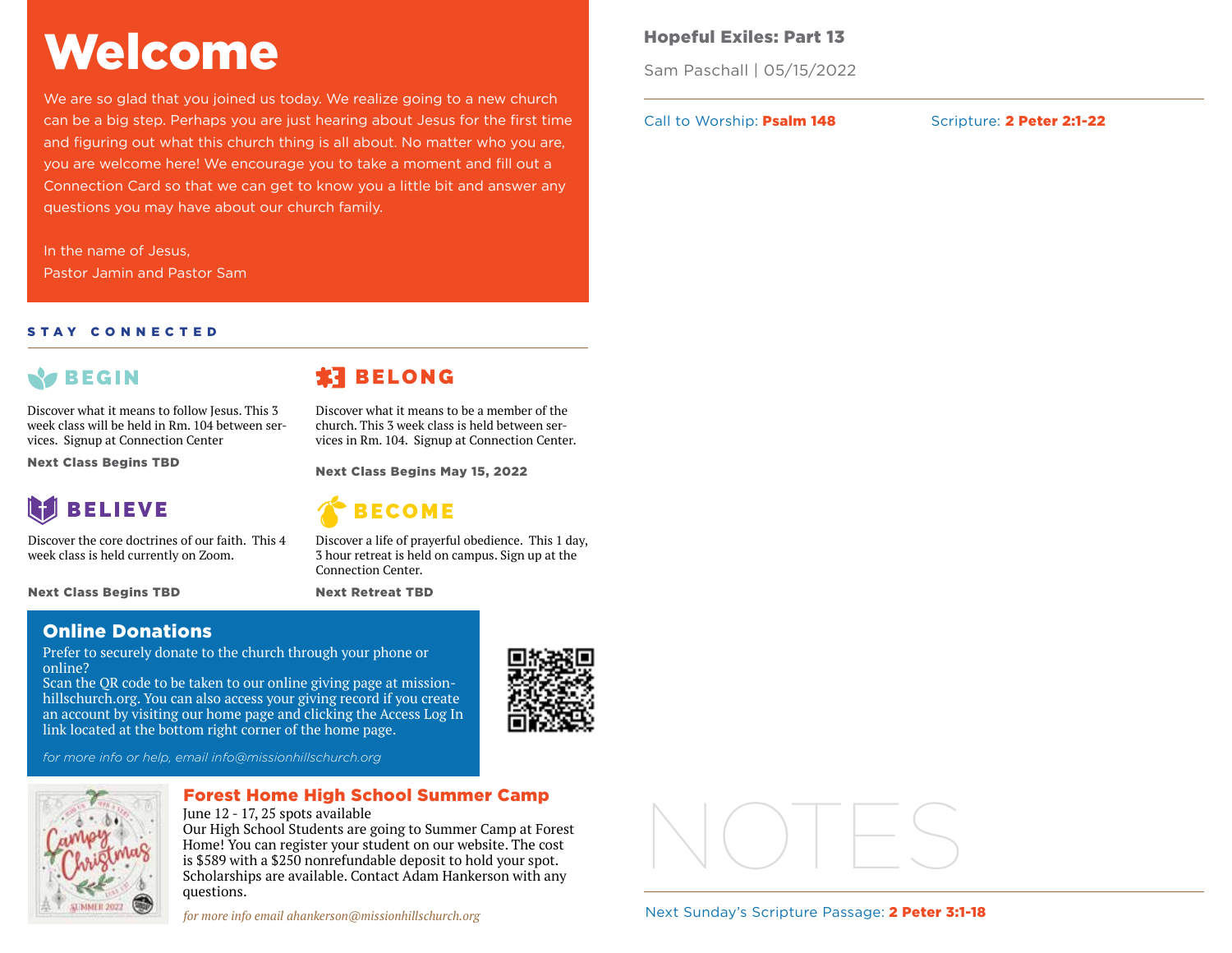# Welcome

We are so glad that you joined us today. We realize going to a new church can be a big step. Perhaps you are just hearing about Jesus for the first time and figuring out what this church thing is all about. No matter who you are, you are welcome here! We encourage you to take a moment and fill out a Connection Card so that we can get to know you a little bit and answer any questions you may have about our church family.

In the name of Jesus,
Pastor Jamin and Pastor Sam

## STAY CONNECTED

### BEGIN

Discover what it means to follow Jesus. This 3 week class will be held in Rm. 104 between services. Signup at Connection Center

**Next Class Begins TBD**

### BELONG

Discover what it means to be a member of the church. This 3 week class is held between services in Rm. 104. Signup at Connection Center.

**Next Class Begins May 15, 2022**

### BELIEVE

Discover the core doctrines of our faith. This 4 week class is held currently on Zoom.

**Next Class Begins TBD**

### BECOME

Discover a life of prayerful obedience. This 1 day, 3 hour retreat is held on campus. Sign up at the Connection Center.

**Next Retreat TBD**

## Online Donations

Prefer to securely donate to the church through your phone or online?
Scan the QR code to be taken to our online giving page at missionhillschurch.org. You can also access your giving record if you create an account by visiting our home page and clicking the Access Log In link located at the bottom right corner of the home page.

*for more info or help, email info@missionhillschurch.org*

## Forest Home High School Summer Camp

June 12 - 17, 25 spots available
Our High School Students are going to Summer Camp at Forest Home! You can register your student on our website. The cost is $589 with a $250 nonrefundable deposit to hold your spot. Scholarships are available. Contact Adam Hankerson with any questions.

*for more info email ahankerson@missionhillschurch.org*

## Hopeful Exiles: Part 13

Sam Paschall | 05/15/2022

Call to Worship: **Psalm 148**

Scripture: **2 Peter 2:1-22**

# NOTES

Next Sunday's Scripture Passage: **2 Peter 3:1-18**